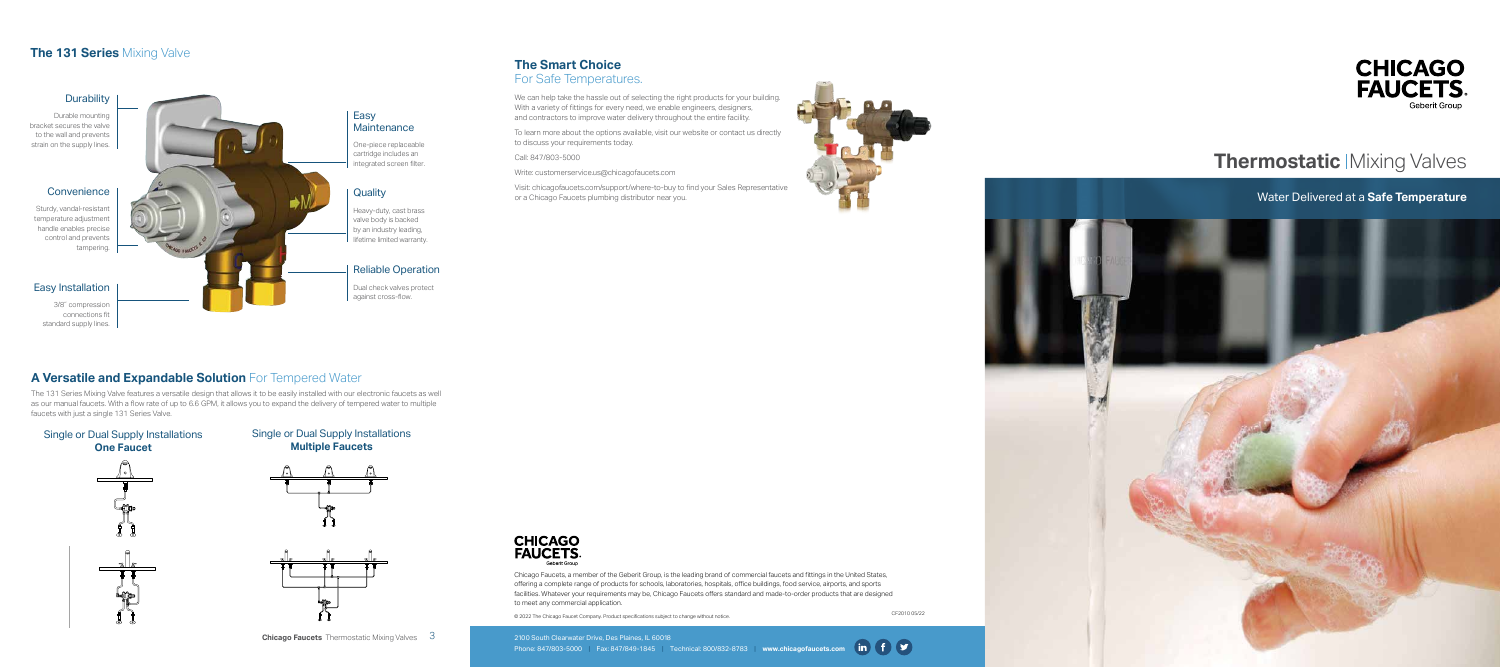## The 131 Series Mixing Valve

### Durability
Durable mounting bracket secures the valve to the wall and prevents strain on the supply lines.

### Convenience
Sturdy, vandal-resistant temperature adjustment handle enables precise control and prevents tampering.

### Easy Installation
3/8" compression connections fit standard supply lines.

### Easy Maintenance
One-piece replaceable cartridge includes an integrated screen filter.

### Quality
Heavy-duty, cast brass valve body is backed by an industry leading, lifetime limited warranty.

### Reliable Operation
Dual check valves protect against cross-flow.

## A Versatile and Expandable Solution For Tempered Water

The 131 Series Mixing Valve features a versatile design that allows it to be easily installed with our electronic faucets as well as our manual faucets. With a flow rate of up to 6.6 GPM, it allows you to expand the delivery of tempered water to multiple faucets with just a single 131 Series Valve.

Single or Dual Supply Installations **One Faucet**

Single or Dual Supply Installations **Multiple Faucets**

## The Smart Choice For Safe Temperatures.

We can help take the hassle out of selecting the right products for your building. With a variety of fittings for every need, we enable engineers, designers, and contractors to improve water delivery throughout the entire facility.

To learn more about the options available, visit our website or contact us directly to discuss your requirements today.

Call: 847/803-5000

Write: customerserviceus@chicagofaucets.com

Visit: chicagofaucets.com/support/where-to-buy to find your Sales Representative or a Chicago Faucets plumbing distributor near you.

Chicago Faucets, a member of the Geberit Group, is the leading brand of commercial faucets and fittings in the United States, offering a complete range of products for schools, laboratories, hospitals, office buildings, food service, airports, and sports facilities. Whatever your requirements may be, Chicago Faucets offers standard and made-to-order products that are designed to meet any commercial application.

© 2022 The Chicago Faucet Company. Product specifications subject to change without notice. CF2010 05/22

2100 South Clearwater Drive, Des Plaines, IL 60018
Phone: 847/803-5000 | Fax: 847/649-1845 | Technical: 800/832-8783 | **www.chicagofaucets.com**

# CHICAGO FAUCETS
Geberit Group

# Thermostatic | Mixing Valves

Water Delivered at a **Safe Temperature**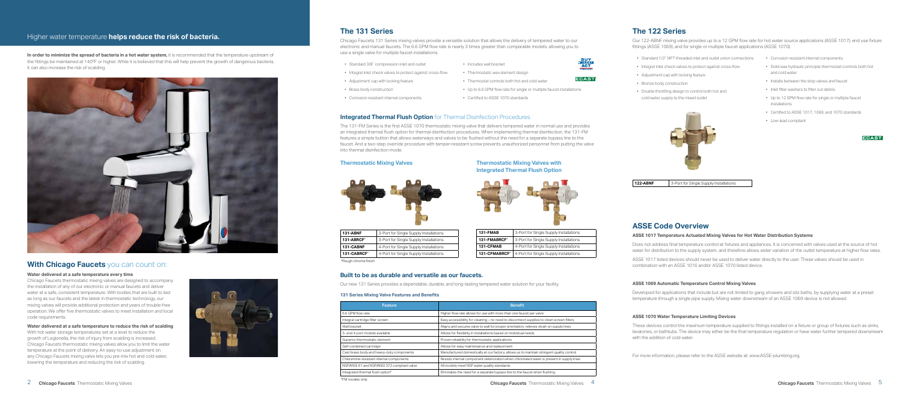## Higher water temperature **helps reduce the risk of bacteria.**

**In order to minimize the spread of bacteria in a hot water system,** it is recommended that the temperature upstream of the fittings be maintained at 140ºF or higher. While it is believed that this will help prevent the growth of dangerous bacteria, it can also increase the risk of scalding.

## **With Chicago Faucets** you can count on:

**Water delivered at a safe temperature every time**

Chicago Faucets thermostatic mixing valves are designed to accompany the installation of any of our electronic or manual faucets and deliver water at a safe, consistent temperature. With bodies that are built to last as long as our faucets and the latest in thermostatic technology, our mixing valves will provide additional protection and years of trouble-free operation. We offer five thermostatic valves to meet installation and local code requirements.

**Water delivered at a safe temperature to reduce the risk of scalding**

With hot water storage temperatures set at a level to reduce the growth of Legionella, the risk of injury from scalding is increased. Chicago Faucets thermostatic mixing valves allow you to limit the water temperature at the point of delivery. An easy-to-use adjustment on any Chicago Faucets mixing valve lets you pre-mix hot and cold water, lowering the temperature and reducing the risk of scalding.

## The 131 Series

Chicago Faucets 131 Series mixing valves provide a versatile solution that allows the delivery of tempered water to our electronic and manual faucets. The 6.6 GPM flow rate is nearly 3 times greater than comparable models, allowing you to use a single valve for multiple faucet installations.

- Standard 3/8" compression inlet and outlet
- Integral inlet check valves to protect against cross-flow
- Adjustment cap with locking feature
- Brass body construction
- Corrosion resistant internal components
- Includes wall bracket
- Thermostatic wax element design
- Thermostat controls both hot and cold water
- Up to 6.6 GPM flow rate for single or multiple faucet installations
- Certified to ASSE 1070 standards

### **Integrated Thermal Flush Option** for Thermal Disinfection Procedures

The 131-FM Series is the first ASSE 1070 thermostatic mixing valve that delivers tempered water in normal use and provides an integrated thermal flush option for thermal disinfection procedures. When implementing thermal disinfection, the 131-FM features a simple button that allows waterways and valves to be flushed without the need for a separate bypass line to the faucet. And a two-step override procedure with tamper-resistant screw prevents unauthorized personnel from putting the valve into thermal disinfection mode.

#### Thermostatic Mixing Valves

| | |
|---|---|
| **131-ABNF** | 3-Port for Single Supply Installations |
| **131-ABRCF*** | 3-Port for Single Supply Installations |
| **131-CABNF** | 4-Port for Single Supply Installations |
| **131-CABRCF*** | 4-Port for Single Supply Installations |

*Rough chrome finish

#### Thermostatic Mixing Valves with Integrated Thermal Flush Option

| | |
|---|---|
| **131-FMAB** | 3-Port for Single Supply Installations |
| **131-FMABRCF*** | 3-Port for Single Supply Installations |
| **131-CFMAB** | 4-Port for Single Supply Installations |
| **131-CFMABRCF*** | 4-Port for Single Supply Installations |

### **Built to be as durable and versatile as our faucets.**

Our new 131 Series provides a dependable, durable, and long-lasting tempered water solution for your facility.

#### 131 Series Mixing Valve Features and Benefits

| Feature | Benefit |
|---|---|
| 6.6 GPM flow rate | Higher flow rate allows for use with more than one faucet per valve |
| Integral cartridge filter screen | Easy accessibility for cleaning – no need to disconnect supplies to clean screen filters |
| Wall bracket | Aligns and secures valve to wall for proper orientation, relieves strain on supply lines |
| 3- and 4-port models available | Allows for flexibility in installations based on individual needs |
| Superior thermostatic element | Proven reliability for thermostatic applications |
| Self-contained cartridge | Allows for easy maintenance and replacement |
| Cast brass body and heavy-duty components | Manufactured domestically at our factory, allows us to maintain stringent quality control |
| Chloramine-resistant internal components | Resists internal component deterioration when chlorinated water is present in supply lines |
| NSF/ANSI 61 and NSF/ANSI 372 compliant valve | All models meet NSF water quality standards |
| Integrated thermal flush option* | Eliminates the need for a separate bypass line to the faucet when flushing |

*FM models only

## The 122 Series

Our 122-ABNF mixing valve provides up to a 12 GPM flow rate for hot water source applications (ASSE 1017), end use fixture fittings (ASSE 1069), and for single or multiple faucet applications (ASSE 1070).

- Standard 1/2" NPT threaded inlet and outlet union connections
- Integral inlet check valves to protect against cross-flow
- Adjustment cap with locking feature
- Bronze body construction
- Double throttling design to control both hot and cold water supply to the mixed outlet
- Corrosion resistant internal components
- Solid wax hydraulic principle thermostat controls both hot and cold water
- Installs between the stop valves and faucet
- Inlet filter washers to filter out debris
- Up to 12 GPM flow rate for single or multiple faucet installations
- Certified to ASSE 1017, 1069, and 1070 standards
- Low-lead compliant

| | |
|---|---|
| **122-ABNF** | 3-Port for Single Supply Installations |

## ASSE Code Overview

**ASSE 1017 Temperature Actuated Mixing Valves for Hot Water Distribution Systems**

Does not address final temperature control at fixtures and appliances. It is concerned with valves used at the source of hot water for distribution to the supply system, and therefore allows wider variation of the outlet temperature at higher flow rates.

ASSE 1017 listed devices should never be used to deliver water directly to the user. These valves should be used in combination with an ASSE 1016 and/or ASSE 1070 listed device.

**ASSE 1069 Automatic Temperature Control Mixing Valves**

Developed for applications that include but are not limited to gang showers and sitz baths, by supplying water at a preset temperature through a single pipe supply. Mixing water downstream of an ASSE 1069 device is not allowed.

**ASSE 1070 Water Temperature Limiting Devices**

These devices control the maximum temperature supplied to fittings installed on a fixture or group of fixtures such as sinks, lavatories, or bathtubs. The device may either be the final temperature regulation or have water further tempered downstream with the addition of cold water.

For more information, please refer to the ASSE website at: www.ASSE-plumbing.org.